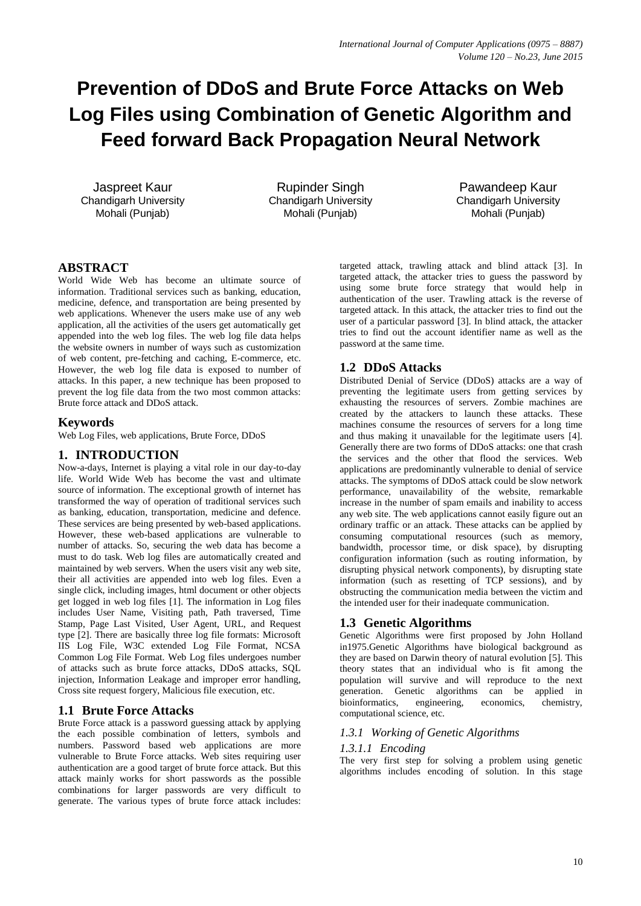# Prevention of DDoS and Brute Force Attacks on Web Log Files using Combination of Genetic Algorithm and Feed forward Back Propagation Neural Network

Jaspreet Kaur
Chandigarh University
Mohali (Punjab)

Rupinder Singh
Chandigarh University
Mohali (Punjab)

Pawandeep Kaur
Chandigarh University
Mohali (Punjab)

## ABSTRACT

World Wide Web has become an ultimate source of information. Traditional services such as banking, education, medicine, defence, and transportation are being presented by web applications. Whenever the users make use of any web application, all the activities of the users get automatically get appended into the web log files. The web log file data helps the website owners in number of ways such as customization of web content, pre-fetching and caching, E-commerce, etc. However, the web log file data is exposed to number of attacks. In this paper, a new technique has been proposed to prevent the log file data from the two most common attacks: Brute force attack and DDoS attack.

## Keywords

Web Log Files, web applications, Brute Force, DDoS

## 1. INTRODUCTION

Now-a-days, Internet is playing a vital role in our day-to-day life. World Wide Web has become the vast and ultimate source of information. The exceptional growth of internet has transformed the way of operation of traditional services such as banking, education, transportation, medicine and defence. These services are being presented by web-based applications. However, these web-based applications are vulnerable to number of attacks. So, securing the web data has become a must to do task. Web log files are automatically created and maintained by web servers. When the users visit any web site, their all activities are appended into web log files. Even a single click, including images, html document or other objects get logged in web log files [1]. The information in Log files includes User Name, Visiting path, Path traversed, Time Stamp, Page Last Visited, User Agent, URL, and Request type [2]. There are basically three log file formats: Microsoft IIS Log File, W3C extended Log File Format, NCSA Common Log File Format. Web Log files undergoes number of attacks such as brute force attacks, DDoS attacks, SQL injection, Information Leakage and improper error handling, Cross site request forgery, Malicious file execution, etc.

### 1.1 Brute Force Attacks

Brute Force attack is a password guessing attack by applying the each possible combination of letters, symbols and numbers. Password based web applications are more vulnerable to Brute Force attacks. Web sites requiring user authentication are a good target of brute force attack. But this attack mainly works for short passwords as the possible combinations for larger passwords are very difficult to generate. The various types of brute force attack includes: targeted attack, trawling attack and blind attack [3]. In targeted attack, the attacker tries to guess the password by using some brute force strategy that would help in authentication of the user. Trawling attack is the reverse of targeted attack. In this attack, the attacker tries to find out the user of a particular password [3]. In blind attack, the attacker tries to find out the account identifier name as well as the password at the same time.

### 1.2 DDoS Attacks

Distributed Denial of Service (DDoS) attacks are a way of preventing the legitimate users from getting services by exhausting the resources of servers. Zombie machines are created by the attackers to launch these attacks. These machines consume the resources of servers for a long time and thus making it unavailable for the legitimate users [4]. Generally there are two forms of DDoS attacks: one that crash the services and the other that flood the services. Web applications are predominantly vulnerable to denial of service attacks. The symptoms of DDoS attack could be slow network performance, unavailability of the website, remarkable increase in the number of spam emails and inability to access any web site. The web applications cannot easily figure out an ordinary traffic or an attack. These attacks can be applied by consuming computational resources (such as memory, bandwidth, processor time, or disk space), by disrupting configuration information (such as routing information, by disrupting physical network components), by disrupting state information (such as resetting of TCP sessions), and by obstructing the communication media between the victim and the intended user for their inadequate communication.

### 1.3 Genetic Algorithms

Genetic Algorithms were first proposed by John Holland in1975.Genetic Algorithms have biological background as they are based on Darwin theory of natural evolution [5]. This theory states that an individual who is fit among the population will survive and will reproduce to the next generation. Genetic algorithms can be applied in bioinformatics, engineering, economics, chemistry, computational science, etc.

#### *1.3.1 Working of Genetic Algorithms*

##### *1.3.1.1 Encoding*

The very first step for solving a problem using genetic algorithms includes encoding of solution. In this stage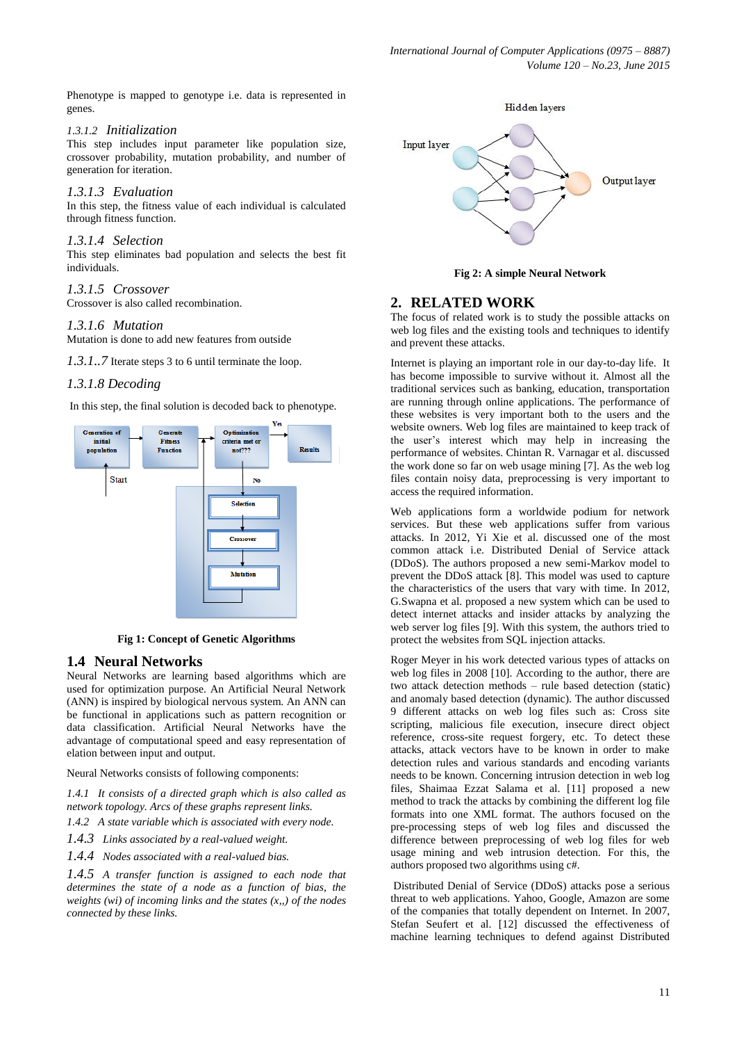Phenotype is mapped to genotype i.e. data is represented in genes.

#### 1.3.1.2 Initialization

This step includes input parameter like population size, crossover probability, mutation probability, and number of generation for iteration.

#### 1.3.1.3 Evaluation

In this step, the fitness value of each individual is calculated through fitness function.

#### 1.3.1.4 Selection

This step eliminates bad population and selects the best fit individuals.

#### 1.3.1.5 Crossover

Crossover is also called recombination.

#### 1.3.1.6 Mutation

Mutation is done to add new features from outside

*1.3.1..7* Iterate steps 3 to 6 until terminate the loop.

#### 1.3.1.8 Decoding

In this step, the final solution is decoded back to phenotype.

**Fig 1: Concept of Genetic Algorithms**

## 1.4 Neural Networks

Neural Networks are learning based algorithms which are used for optimization purpose. An Artificial Neural Network (ANN) is inspired by biological nervous system. An ANN can be functional in applications such as pattern recognition or data classification. Artificial Neural Networks have the advantage of computational speed and easy representation of elation between input and output.

Neural Networks consists of following components:

*1.4.1 It consists of a directed graph which is also called as network topology. Arcs of these graphs represent links.*

*1.4.2 A state variable which is associated with every node.*

*1.4.3 Links associated by a real-valued weight.*

*1.4.4 Nodes associated with a real-valued bias.*

*1.4.5 A transfer function is assigned to each node that determines the state of a node as a function of bias, the weights (wi) of incoming links and the states (x,,) of the nodes connected by these links.*

**Fig 2: A simple Neural Network**

# 2. RELATED WORK

The focus of related work is to study the possible attacks on web log files and the existing tools and techniques to identify and prevent these attacks.

Internet is playing an important role in our day-to-day life. It has become impossible to survive without it. Almost all the traditional services such as banking, education, transportation are running through online applications. The performance of these websites is very important both to the users and the website owners. Web log files are maintained to keep track of the user's interest which may help in increasing the performance of websites. Chintan R. Varnagar et al. discussed the work done so far on web usage mining [7]. As the web log files contain noisy data, preprocessing is very important to access the required information.

Web applications form a worldwide podium for network services. But these web applications suffer from various attacks. In 2012, Yi Xie et al. discussed one of the most common attack i.e. Distributed Denial of Service attack (DDoS). The authors proposed a new semi-Markov model to prevent the DDoS attack [8]. This model was used to capture the characteristics of the users that vary with time. In 2012, G.Swapna et al. proposed a new system which can be used to detect internet attacks and insider attacks by analyzing the web server log files [9]. With this system, the authors tried to protect the websites from SQL injection attacks.

Roger Meyer in his work detected various types of attacks on web log files in 2008 [10]. According to the author, there are two attack detection methods – rule based detection (static) and anomaly based detection (dynamic). The author discussed 9 different attacks on web log files such as: Cross site scripting, malicious file execution, insecure direct object reference, cross-site request forgery, etc. To detect these attacks, attack vectors have to be known in order to make detection rules and various standards and encoding variants needs to be known. Concerning intrusion detection in web log files, Shaimaa Ezzat Salama et al. [11] proposed a new method to track the attacks by combining the different log file formats into one XML format. The authors focused on the pre-processing steps of web log files and discussed the difference between preprocessing of web log files for web usage mining and web intrusion detection. For this, the authors proposed two algorithms using c#.

Distributed Denial of Service (DDoS) attacks pose a serious threat to web applications. Yahoo, Google, Amazon are some of the companies that totally dependent on Internet. In 2007, Stefan Seufert et al. [12] discussed the effectiveness of machine learning techniques to defend against Distributed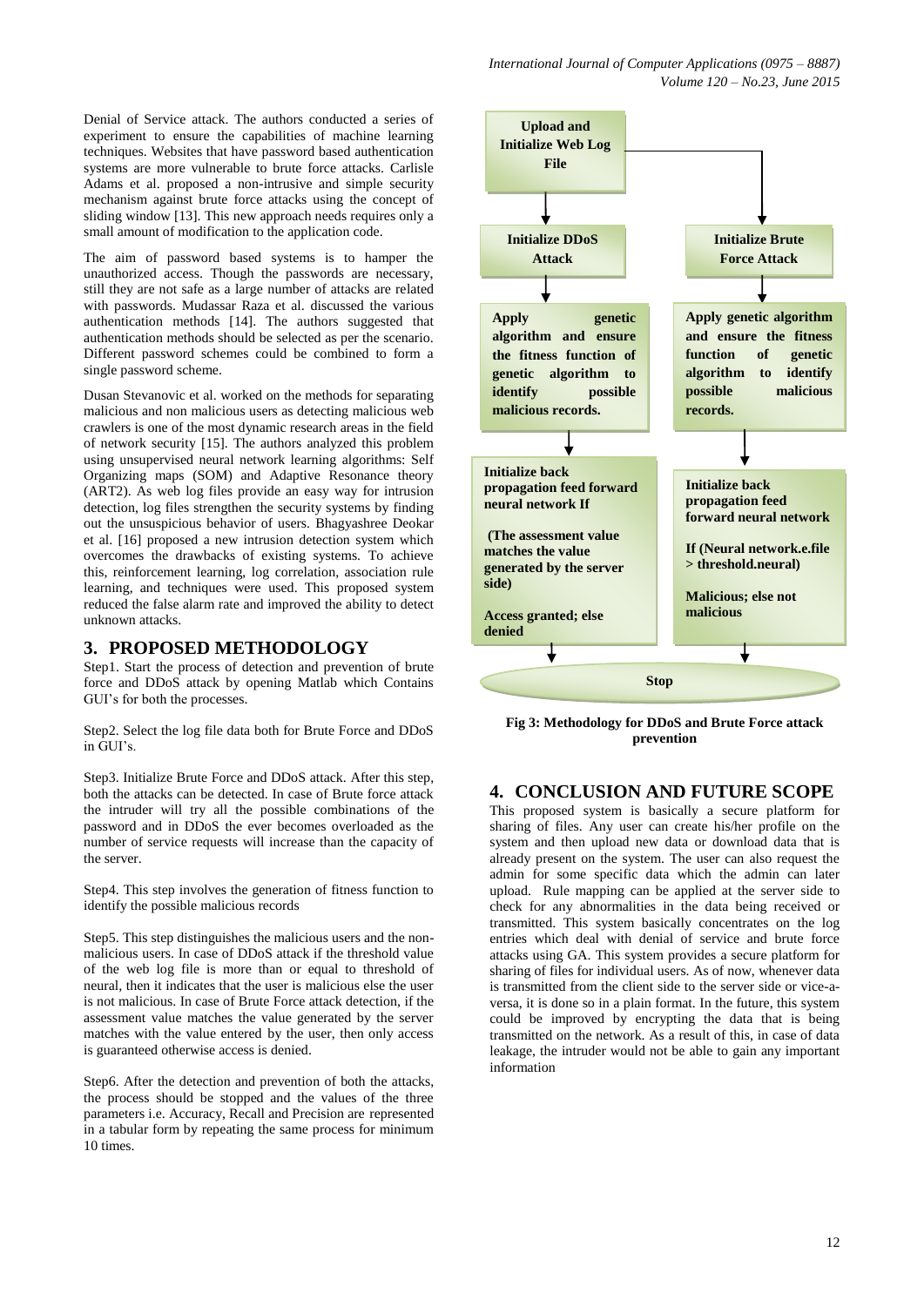Denial of Service attack. The authors conducted a series of experiment to ensure the capabilities of machine learning techniques. Websites that have password based authentication systems are more vulnerable to brute force attacks. Carlisle Adams et al. proposed a non-intrusive and simple security mechanism against brute force attacks using the concept of sliding window [13]. This new approach needs requires only a small amount of modification to the application code.

The aim of password based systems is to hamper the unauthorized access. Though the passwords are necessary, still they are not safe as a large number of attacks are related with passwords. Mudassar Raza et al. discussed the various authentication methods [14]. The authors suggested that authentication methods should be selected as per the scenario. Different password schemes could be combined to form a single password scheme.

Dusan Stevanovic et al. worked on the methods for separating malicious and non malicious users as detecting malicious web crawlers is one of the most dynamic research areas in the field of network security [15]. The authors analyzed this problem using unsupervised neural network learning algorithms: Self Organizing maps (SOM) and Adaptive Resonance theory (ART2). As web log files provide an easy way for intrusion detection, log files strengthen the security systems by finding out the unsuspicious behavior of users. Bhagyashree Deokar et al. [16] proposed a new intrusion detection system which overcomes the drawbacks of existing systems. To achieve this, reinforcement learning, log correlation, association rule learning, and techniques were used. This proposed system reduced the false alarm rate and improved the ability to detect unknown attacks.

## 3. PROPOSED METHODOLOGY

Step1. Start the process of detection and prevention of brute force and DDoS attack by opening Matlab which Contains GUI's for both the processes.

Step2. Select the log file data both for Brute Force and DDoS in GUI's.

Step3. Initialize Brute Force and DDoS attack. After this step, both the attacks can be detected. In case of Brute force attack the intruder will try all the possible combinations of the password and in DDoS the ever becomes overloaded as the number of service requests will increase than the capacity of the server.

Step4. This step involves the generation of fitness function to identify the possible malicious records

Step5. This step distinguishes the malicious users and the non-malicious users. In case of DDoS attack if the threshold value of the web log file is more than or equal to threshold of neural, then it indicates that the user is malicious else the user is not malicious. In case of Brute Force attack detection, if the assessment value matches the value generated by the server matches with the value entered by the user, then only access is guaranteed otherwise access is denied.

Step6. After the detection and prevention of both the attacks, the process should be stopped and the values of the three parameters i.e. Accuracy, Recall and Precision are represented in a tabular form by repeating the same process for minimum 10 times.

**Upload and Initialize Web Log File**

**Initialize DDoS Attack** → **Apply genetic algorithm and ensure the fitness function of genetic algorithm to identify possible malicious records.** → **Initialize back propagation feed forward neural network If (The assessment value matches the value generated by the server side) Access granted; else denied** → **Stop**

**Initialize Brute Force Attack** → **Apply genetic algorithm and ensure the fitness function of genetic algorithm to identify possible malicious records.** → **Initialize back propagation feed forward neural network If (Neural network.e.file > threshold.neural) Malicious; else not malicious** → **Stop**

**Fig 3: Methodology for DDoS and Brute Force attack prevention**

## 4. CONCLUSION AND FUTURE SCOPE

This proposed system is basically a secure platform for sharing of files. Any user can create his/her profile on the system and then upload new data or download data that is already present on the system. The user can also request the admin for some specific data which the admin can later upload. Rule mapping can be applied at the server side to check for any abnormalities in the data being received or transmitted. This system basically concentrates on the log entries which deal with denial of service and brute force attacks using GA. This system provides a secure platform for sharing of files for individual users. As of now, whenever data is transmitted from the client side to the server side or vice-a-versa, it is done so in a plain format. In the future, this system could be improved by encrypting the data that is being transmitted on the network. As a result of this, in case of data leakage, the intruder would not be able to gain any important information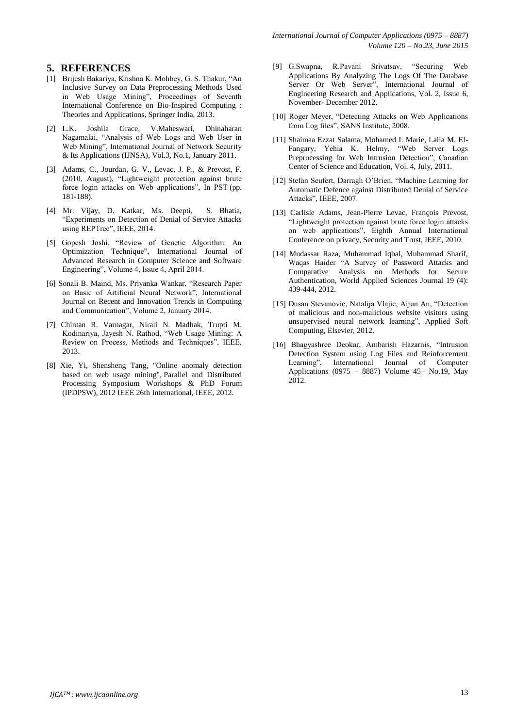## 5. REFERENCES

[1] Brijesh Bakariya, Krishna K. Mohbey, G. S. Thakur, "An Inclusive Survey on Data Preprocessing Methods Used in Web Usage Mining", Proceedings of Seventh International Conference on Bio-Inspired Computing : Theories and Applications, Springer India, 2013.

[2] L.K. Joshila Grace, V.Maheswari, Dhinaharan Nagamalai, "Analysis of Web Logs and Web User in Web Mining", International Journal of Network Security & Its Applications (IJNSA), Vol.3, No.1, January 2011.

[3] Adams, C., Jourdan, G. V., Levac, J. P., & Prevost, F. (2010, August), "Lightweight protection against brute force login attacks on Web applications", In PST (pp. 181-188).

[4] Mr. Vijay, D. Katkar, Ms. Deepti, S. Bhatia, "Experiments on Detection of Denial of Service Attacks using REPTree", IEEE, 2014.

[5] Gopesh Joshi, "Review of Genetic Algorithm: An Optimization Technique", International Journal of Advanced Research in Computer Science and Software Engineering", Volume 4, Issue 4, April 2014.

[6] Sonali B. Maind, Ms. Priyanka Wankar, "Research Paper on Basic of Artificial Neural Network", International Journal on Recent and Innovation Trends in Computing and Communication", Volume 2, January 2014.

[7] Chintan R. Varnagar, Nirali N. Madhak, Trupti M. Kodinariya, Jayesh N. Rathod, "Web Usage Mining: A Review on Process, Methods and Techniques", IEEE, 2013.

[8] Xie, Yi, Shensheng Tang, "Online anomaly detection based on web usage mining", Parallel and Distributed Processing Symposium Workshops & PhD Forum (IPDPSW), 2012 IEEE 26th International, IEEE, 2012.

[9] G.Swapna, R.Pavani Srivatsav, "Securing Web Applications By Analyzing The Logs Of The Database Server Or Web Server", International Journal of Engineering Research and Applications, Vol. 2, Issue 6, November- December 2012.

[10] Roger Meyer, "Detecting Attacks on Web Applications from Log files", SANS Institute, 2008.

[11] Shaimaa Ezzat Salama, Mohamed I. Marie, Laila M. El-Fangary, Yehia K. Helmy, "Web Server Logs Preprocessing for Web Intrusion Detection", Canadian Center of Science and Education, Vol. 4, July, 2011.

[12] Stefan Seufert, Darragh O'Brien, "Machine Learning for Automatic Defence against Distributed Denial of Service Attacks", IEEE, 2007.

[13] Carlisle Adams, Jean-Pierre Levac, François Prevost, "Lightweight protection against brute force login attacks on web applications", Eighth Annual International Conference on privacy, Security and Trust, IEEE, 2010.

[14] Mudassar Raza, Muhammad Iqbal, Muhammad Sharif, Waqas Haider "A Survey of Password Attacks and Comparative Analysis on Methods for Secure Authentication, World Applied Sciences Journal 19 (4): 439-444, 2012.

[15] Dusan Stevanovic, Natalija Vlajic, Aijun An, "Detection of malicious and non-malicious website visitors using unsupervised neural network learning", Applied Soft Computing, Elsevier, 2012.

[16] Bhagyashree Deokar, Ambarish Hazarnis, "Intrusion Detection System using Log Files and Reinforcement Learning", International Journal of Computer Applications (0975 – 8887) Volume 45– No.19, May 2012.